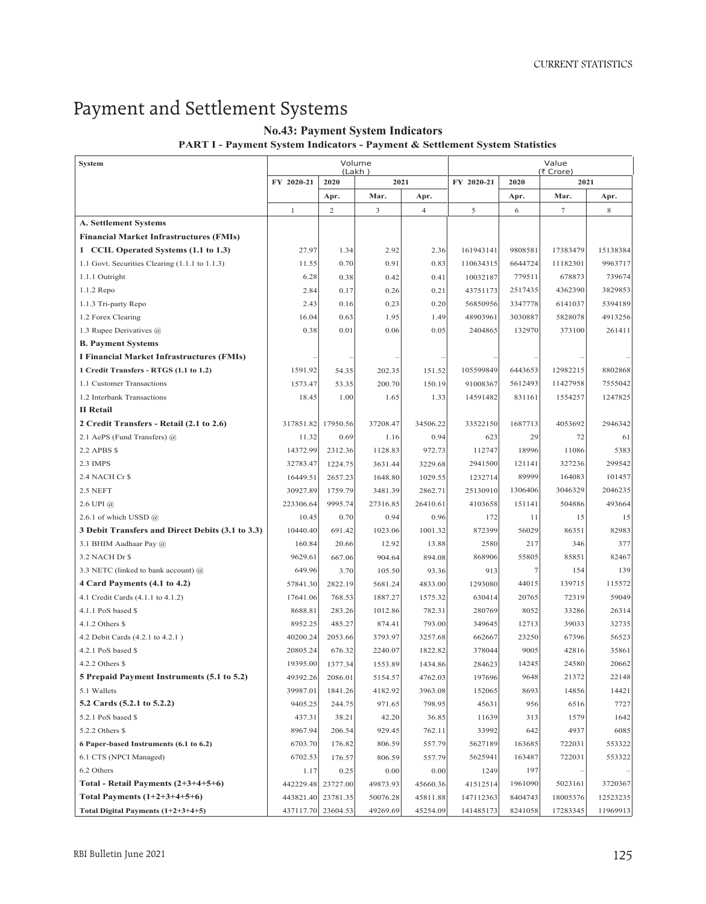# Payment and Settlement Systems

## No.43: Payment System Indicators

### PART I - Payment System Indicators - Payment & Settlement System Statistics

| System | Volume (Lakh ) | | | | Value (₹ Crore) | | | |
|---|---|---|---|---|---|---|---|---|
| | FY 2020-21 | 2020 | 2021 | | FY 2020-21 | 2020 | 2021 | |
| | | Apr. | Mar. | Apr. | | Apr. | Mar. | Apr. |
| | 1 | 2 | 3 | 4 | 5 | 6 | 7 | 8 |
| **A. Settlement Systems** | | | | | | | | |
| **Financial Market Infrastructures (FMIs)** | | | | | | | | |
| **1 CCIL Operated Systems (1.1 to 1.3)** | 27.97 | 1.34 | 2.92 | 2.36 | 161943141 | 9808581 | 17383479 | 15138384 |
| 1.1 Govt. Securities Clearing (1.1.1 to 1.1.3) | 11.55 | 0.70 | 0.91 | 0.83 | 110634315 | 6644724 | 11182301 | 9963717 |
| 1.1.1 Outright | 6.28 | 0.38 | 0.42 | 0.41 | 10032187 | 779511 | 678873 | 739674 |
| 1.1.2 Repo | 2.84 | 0.17 | 0.26 | 0.21 | 43751173 | 2517435 | 4362390 | 3829853 |
| 1.1.3 Tri-party Repo | 2.43 | 0.16 | 0.23 | 0.20 | 56850956 | 3347778 | 6141037 | 5394189 |
| 1.2 Forex Clearing | 16.04 | 0.63 | 1.95 | 1.49 | 48903961 | 3030887 | 5828078 | 4913256 |
| 1.3 Rupee Derivatives @ | 0.38 | 0.01 | 0.06 | 0.05 | 2404865 | 132970 | 373100 | 261411 |
| **B. Payment Systems** | | | | | | | | |
| **I Financial Market Infrastructures (FMIs)** | – | – | – | – | – | – | – | – |
| **1 Credit Transfers - RTGS (1.1 to 1.2)** | 1591.92 | 54.35 | 202.35 | 151.52 | 105599849 | 6443653 | 12982215 | 8802868 |
| 1.1 Customer Transactions | 1573.47 | 53.35 | 200.70 | 150.19 | 91008367 | 5612493 | 11427958 | 7555042 |
| 1.2 Interbank Transactions | 18.45 | 1.00 | 1.65 | 1.33 | 14591482 | 831161 | 1554257 | 1247825 |
| **II Retail** | | | | | | | | |
| **2 Credit Transfers - Retail (2.1 to 2.6)** | 317851.82 | 17950.56 | 37208.47 | 34506.22 | 33522150 | 1687713 | 4053692 | 2946342 |
| 2.1 AePS (Fund Transfers) @ | 11.32 | 0.69 | 1.16 | 0.94 | 623 | 29 | 72 | 61 |
| 2.2 APBS $ | 14372.99 | 2312.36 | 1128.83 | 972.73 | 112747 | 18996 | 11086 | 5383 |
| 2.3 IMPS | 32783.47 | 1224.75 | 3631.44 | 3229.68 | 2941500 | 121141 | 327236 | 299542 |
| 2.4 NACH Cr $ | 16449.51 | 2657.23 | 1648.80 | 1029.55 | 1232714 | 89999 | 164083 | 101457 |
| 2.5 NEFT | 30927.89 | 1759.79 | 3481.39 | 2862.71 | 25130910 | 1306406 | 3046329 | 2046235 |
| 2.6 UPI @ | 223306.64 | 9995.74 | 27316.85 | 26410.61 | 4103658 | 151141 | 504886 | 493664 |
| 2.6.1 of which USSD @ | 10.45 | 0.70 | 0.94 | 0.96 | 172 | 11 | 15 | 15 |
| **3 Debit Transfers and Direct Debits (3.1 to 3.3)** | 10440.40 | 691.42 | 1023.06 | 1001.32 | 872399 | 56029 | 86351 | 82983 |
| 3.1 BHIM Aadhaar Pay @ | 160.84 | 20.66 | 12.92 | 13.88 | 2580 | 217 | 346 | 377 |
| 3.2 NACH Dr $ | 9629.61 | 667.06 | 904.64 | 894.08 | 868906 | 55805 | 85851 | 82467 |
| 3.3 NETC (linked to bank account) @ | 649.96 | 3.70 | 105.50 | 93.36 | 913 | 7 | 154 | 139 |
| **4 Card Payments (4.1 to 4.2)** | 57841.30 | 2822.19 | 5681.24 | 4833.00 | 1293080 | 44015 | 139715 | 115572 |
| 4.1 Credit Cards (4.1.1 to 4.1.2) | 17641.06 | 768.53 | 1887.27 | 1575.32 | 630414 | 20765 | 72319 | 59049 |
| 4.1.1 PoS based $ | 8688.81 | 283.26 | 1012.86 | 782.31 | 280769 | 8052 | 33286 | 26314 |
| 4.1.2 Others $ | 8952.25 | 485.27 | 874.41 | 793.00 | 349645 | 12713 | 39033 | 32735 |
| 4.2 Debit Cards (4.2.1 to 4.2.1 ) | 40200.24 | 2053.66 | 3793.97 | 3257.68 | 662667 | 23250 | 67396 | 56523 |
| 4.2.1 PoS based $ | 20805.24 | 676.32 | 2240.07 | 1822.82 | 378044 | 9005 | 42816 | 35861 |
| 4.2.2 Others $ | 19395.00 | 1377.34 | 1553.89 | 1434.86 | 284623 | 14245 | 24580 | 20662 |
| **5 Prepaid Payment Instruments (5.1 to 5.2)** | 49392.26 | 2086.01 | 5154.57 | 4762.03 | 197696 | 9648 | 21372 | 22148 |
| 5.1 Wallets | 39987.01 | 1841.26 | 4182.92 | 3963.08 | 152065 | 8693 | 14856 | 14421 |
| **5.2 Cards (5.2.1 to 5.2.2)** | 9405.25 | 244.75 | 971.65 | 798.95 | 45631 | 956 | 6516 | 7727 |
| 5.2.1 PoS based $ | 437.31 | 38.21 | 42.20 | 36.85 | 11639 | 313 | 1579 | 1642 |
| 5.2.2 Others $ | 8967.94 | 206.54 | 929.45 | 762.11 | 33992 | 642 | 4937 | 6085 |
| **6 Paper-based Instruments (6.1 to 6.2)** | 6703.70 | 176.82 | 806.59 | 557.79 | 5627189 | 163685 | 722031 | 553322 |
| 6.1 CTS (NPCI Managed) | 6702.53 | 176.57 | 806.59 | 557.79 | 5625941 | 163487 | 722031 | 553322 |
| 6.2 Others | 1.17 | 0.25 | 0.00 | 0.00 | 1249 | 197 | – | – |
| **Total - Retail Payments (2+3+4+5+6)** | 442229.48 | 23727.00 | 49873.93 | 45660.36 | 41512514 | 1961090 | 5023161 | 3720367 |
| **Total Payments (1+2+3+4+5+6)** | 443821.40 | 23781.35 | 50076.28 | 45811.88 | 147112363 | 8404743 | 18005376 | 12523235 |
| **Total Digital Payments (1+2+3+4+5)** | 437117.70 | 23604.53 | 49269.69 | 45254.09 | 141485173 | 8241058 | 17283345 | 11969913 |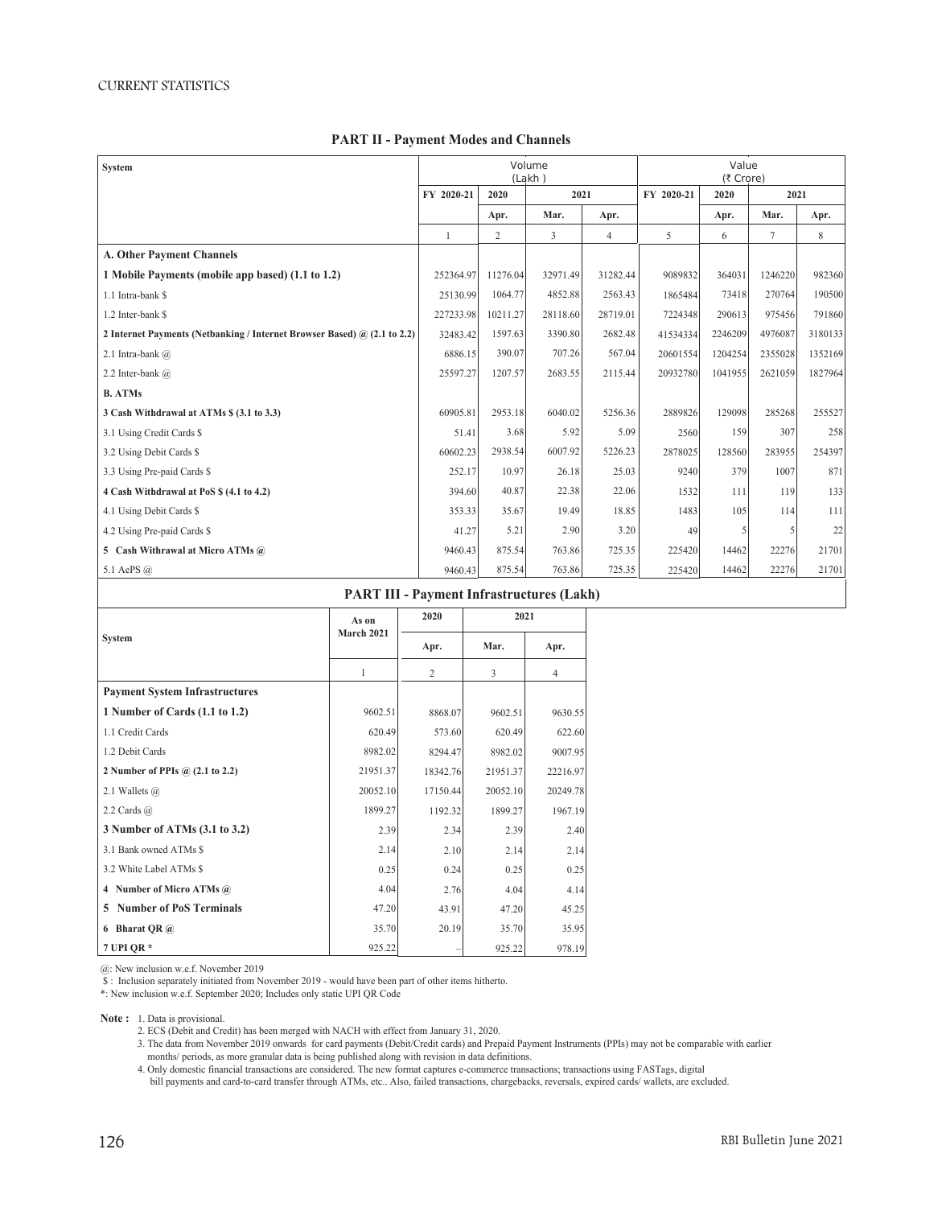CURRENT STATISTICS

## PART II - Payment Modes and Channels

| System | Volume (Lakh) | | | | Value (₹ Crore) | | | |
|---|---|---|---|---|---|---|---|---|
| | FY 2020-21 | 2020 | 2021 | | FY 2020-21 | 2020 | 2021 | |
| | | Apr. | Mar. | Apr. | | Apr. | Mar. | Apr. |
| | 1 | 2 | 3 | 4 | 5 | 6 | 7 | 8 |
| **A. Other Payment Channels** | | | | | | | | |
| **1 Mobile Payments (mobile app based) (1.1 to 1.2)** | 252364.97 | 11276.04 | 32971.49 | 31282.44 | 9089832 | 364031 | 1246220 | 982360 |
| 1.1 Intra-bank $ | 25130.99 | 1064.77 | 4852.88 | 2563.43 | 1865484 | 73418 | 270764 | 190500 |
| 1.2 Inter-bank $ | 227233.98 | 10211.27 | 28118.60 | 28719.01 | 7224348 | 290613 | 975456 | 791860 |
| **2 Internet Payments (Netbanking / Internet Browser Based) @ (2.1 to 2.2)** | 32483.42 | 1597.63 | 3390.80 | 2682.48 | 41534334 | 2246209 | 4976087 | 3180133 |
| 2.1 Intra-bank @ | 6886.15 | 390.07 | 707.26 | 567.04 | 20601554 | 1204254 | 2355028 | 1352169 |
| 2.2 Inter-bank @ | 25597.27 | 1207.57 | 2683.55 | 2115.44 | 20932780 | 1041955 | 2621059 | 1827964 |
| **B. ATMs** | | | | | | | | |
| **3 Cash Withdrawal at ATMs $ (3.1 to 3.3)** | 60905.81 | 2953.18 | 6040.02 | 5256.36 | 2889826 | 129098 | 285268 | 255527 |
| 3.1 Using Credit Cards $ | 51.41 | 3.68 | 5.92 | 5.09 | 2560 | 159 | 307 | 258 |
| 3.2 Using Debit Cards $ | 60602.23 | 2938.54 | 6007.92 | 5226.23 | 2878025 | 128560 | 283955 | 254397 |
| 3.3 Using Pre-paid Cards $ | 252.17 | 10.97 | 26.18 | 25.03 | 9240 | 379 | 1007 | 871 |
| **4 Cash Withdrawal at PoS $ (4.1 to 4.2)** | 394.60 | 40.87 | 22.38 | 22.06 | 1532 | 111 | 119 | 133 |
| 4.1 Using Debit Cards $ | 353.33 | 35.67 | 19.49 | 18.85 | 1483 | 105 | 114 | 111 |
| 4.2 Using Pre-paid Cards $ | 41.27 | 5.21 | 2.90 | 3.20 | 49 | 5 | 5 | 22 |
| **5 Cash Withrawal at Micro ATMs @** | 9460.43 | 875.54 | 763.86 | 725.35 | 225420 | 14462 | 22276 | 21701 |
| 5.1 AePS @ | 9460.43 | 875.54 | 763.86 | 725.35 | 225420 | 14462 | 22276 | 21701 |

## PART III - Payment Infrastructures (Lakh)

| System | As on March 2021 | 2020 | 2021 | |
|---|---|---|---|---|
| | | Apr. | Mar. | Apr. |
| | 1 | 2 | 3 | 4 |
| **Payment System Infrastructures** | | | | |
| **1 Number of Cards (1.1 to 1.2)** | 9602.51 | 8868.07 | 9602.51 | 9630.55 |
| 1.1 Credit Cards | 620.49 | 573.60 | 620.49 | 622.60 |
| 1.2 Debit Cards | 8982.02 | 8294.47 | 8982.02 | 9007.95 |
| **2 Number of PPIs @ (2.1 to 2.2)** | 21951.37 | 18342.76 | 21951.37 | 22216.97 |
| 2.1 Wallets @ | 20052.10 | 17150.44 | 20052.10 | 20249.78 |
| 2.2 Cards @ | 1899.27 | 1192.32 | 1899.27 | 1967.19 |
| **3 Number of ATMs (3.1 to 3.2)** | 2.39 | 2.34 | 2.39 | 2.40 |
| 3.1 Bank owned ATMs $ | 2.14 | 2.10 | 2.14 | 2.14 |
| 3.2 White Label ATMs $ | 0.25 | 0.24 | 0.25 | 0.25 |
| **4 Number of Micro ATMs @** | 4.04 | 2.76 | 4.04 | 4.14 |
| **5 Number of PoS Terminals** | 47.20 | 43.91 | 47.20 | 45.25 |
| **6 Bharat QR @** | 35.70 | 20.19 | 35.70 | 35.95 |
| **7 UPI QR *** | 925.22 | – | 925.22 | 978.19 |

@: New inclusion w.e.f. November 2019

$ : Inclusion separately initiated from November 2019 - would have been part of other items hitherto.

*: New inclusion w.e.f. September 2020; Includes only static UPI QR Code

**Note :** 1. Data is provisional.

2. ECS (Debit and Credit) has been merged with NACH with effect from January 31, 2020.

3. The data from November 2019 onwards for card payments (Debit/Credit cards) and Prepaid Payment Instruments (PPIs) may not be comparable with earlier months/ periods, as more granular data is being published along with revision in data definitions.

4. Only domestic financial transactions are considered. The new format captures e-commerce transactions; transactions using FASTags, digital bill payments and card-to-card transfer through ATMs, etc.. Also, failed transactions, chargebacks, reversals, expired cards/ wallets, are excluded.